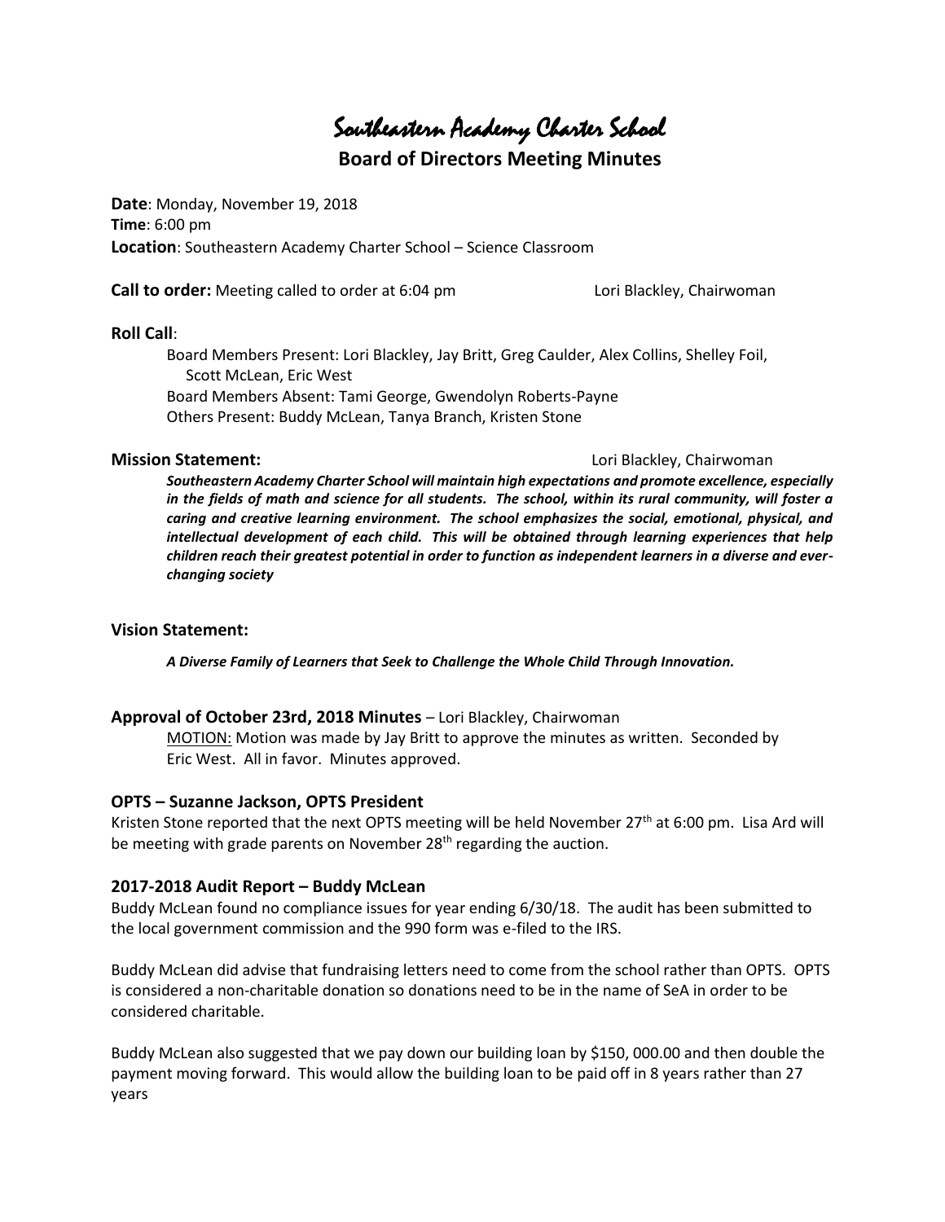# Southeastern Academy Charter School

## Board of Directors Meeting Minutes

**Date**: Monday, November 19, 2018
**Time**: 6:00 pm
**Location**: Southeastern Academy Charter School – Science Classroom

**Call to order:** Meeting called to order at 6:04 pm Lori Blackley, Chairwoman

### Roll Call:

Board Members Present: Lori Blackley, Jay Britt, Greg Caulder, Alex Collins, Shelley Foil, Scott McLean, Eric West
Board Members Absent: Tami George, Gwendolyn Roberts-Payne
Others Present: Buddy McLean, Tanya Branch, Kristen Stone

### Mission Statement: Lori Blackley, Chairwoman

***Southeastern Academy Charter School will maintain high expectations and promote excellence, especially in the fields of math and science for all students. The school, within its rural community, will foster a caring and creative learning environment. The school emphasizes the social, emotional, physical, and intellectual development of each child. This will be obtained through learning experiences that help children reach their greatest potential in order to function as independent learners in a diverse and ever-changing society***

### Vision Statement:

***A Diverse Family of Learners that Seek to Challenge the Whole Child Through Innovation.***

### Approval of October 23rd, 2018 Minutes – Lori Blackley, Chairwoman

MOTION: Motion was made by Jay Britt to approve the minutes as written. Seconded by Eric West. All in favor. Minutes approved.

### OPTS – Suzanne Jackson, OPTS President

Kristen Stone reported that the next OPTS meeting will be held November 27th at 6:00 pm. Lisa Ard will be meeting with grade parents on November 28th regarding the auction.

### 2017-2018 Audit Report – Buddy McLean

Buddy McLean found no compliance issues for year ending 6/30/18. The audit has been submitted to the local government commission and the 990 form was e-filed to the IRS.

Buddy McLean did advise that fundraising letters need to come from the school rather than OPTS. OPTS is considered a non-charitable donation so donations need to be in the name of SeA in order to be considered charitable.

Buddy McLean also suggested that we pay down our building loan by $150, 000.00 and then double the payment moving forward. This would allow the building loan to be paid off in 8 years rather than 27 years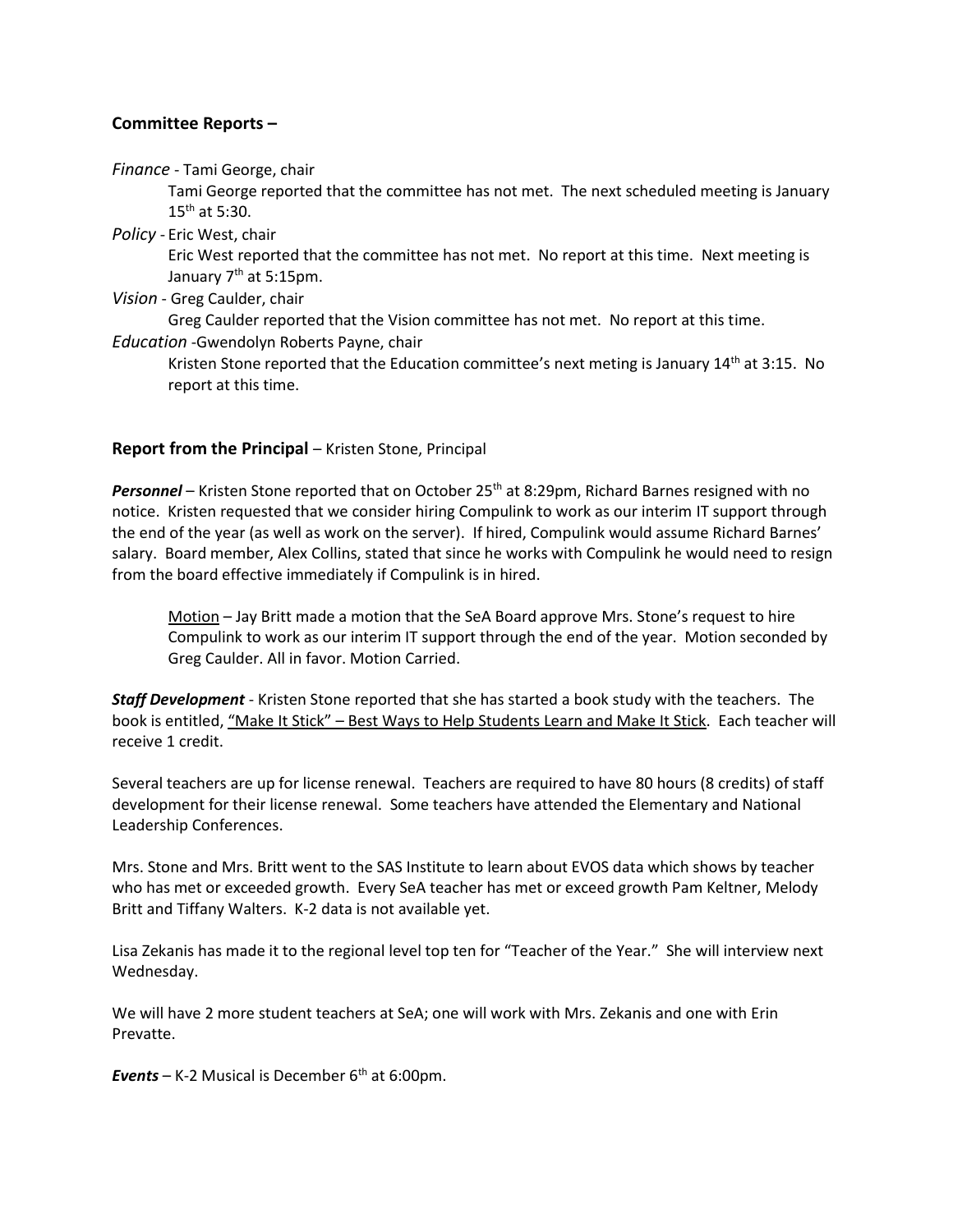### **Committee Reports –**

*Finance* - Tami George, chair

> Tami George reported that the committee has not met. The next scheduled meeting is January 15th at 5:30.

*Policy* - Eric West, chair

> Eric West reported that the committee has not met. No report at this time. Next meeting is January 7th at 5:15pm.

*Vision* - Greg Caulder, chair

> Greg Caulder reported that the Vision committee has not met. No report at this time.

*Education* -Gwendolyn Roberts Payne, chair

> Kristen Stone reported that the Education committee's next meting is January 14th at 3:15. No report at this time.

### **Report from the Principal** – Kristen Stone, Principal

***Personnel*** – Kristen Stone reported that on October 25th at 8:29pm, Richard Barnes resigned with no notice. Kristen requested that we consider hiring Compulink to work as our interim IT support through the end of the year (as well as work on the server). If hired, Compulink would assume Richard Barnes' salary. Board member, Alex Collins, stated that since he works with Compulink he would need to resign from the board effective immediately if Compulink is in hired.

> Motion – Jay Britt made a motion that the SeA Board approve Mrs. Stone's request to hire Compulink to work as our interim IT support through the end of the year. Motion seconded by Greg Caulder. All in favor. Motion Carried.

***Staff Development*** - Kristen Stone reported that she has started a book study with the teachers. The book is entitled, "Make It Stick" – Best Ways to Help Students Learn and Make It Stick. Each teacher will receive 1 credit.

Several teachers are up for license renewal. Teachers are required to have 80 hours (8 credits) of staff development for their license renewal. Some teachers have attended the Elementary and National Leadership Conferences.

Mrs. Stone and Mrs. Britt went to the SAS Institute to learn about EVOS data which shows by teacher who has met or exceeded growth. Every SeA teacher has met or exceed growth Pam Keltner, Melody Britt and Tiffany Walters. K-2 data is not available yet.

Lisa Zekanis has made it to the regional level top ten for "Teacher of the Year." She will interview next Wednesday.

We will have 2 more student teachers at SeA; one will work with Mrs. Zekanis and one with Erin Prevatte.

***Events*** – K-2 Musical is December 6th at 6:00pm.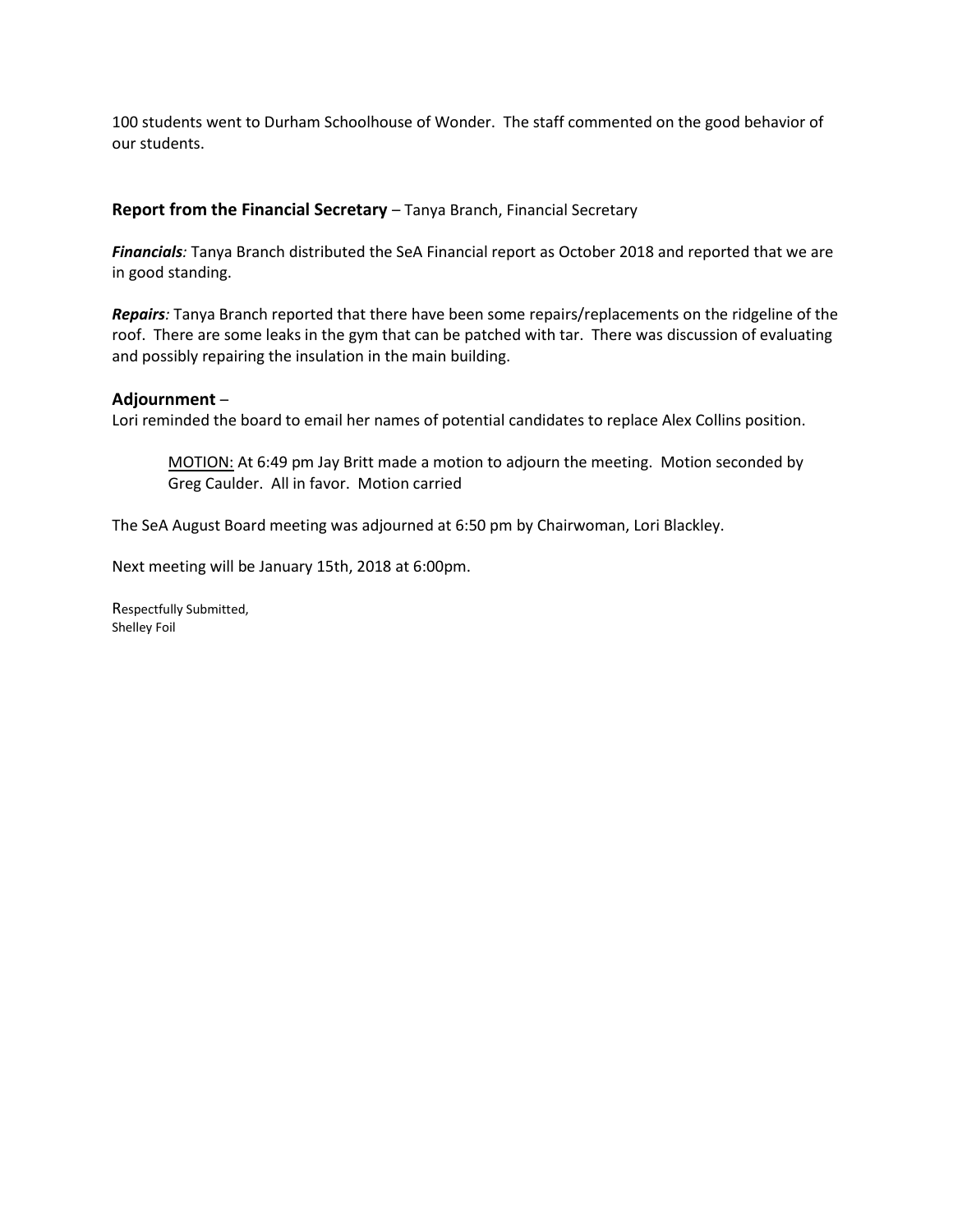100 students went to Durham Schoolhouse of Wonder. The staff commented on the good behavior of our students.

## **Report from the Financial Secretary** – Tanya Branch, Financial Secretary

***Financials****:* Tanya Branch distributed the SeA Financial report as October 2018 and reported that we are in good standing.

***Repairs****:* Tanya Branch reported that there have been some repairs/replacements on the ridgeline of the roof. There are some leaks in the gym that can be patched with tar. There was discussion of evaluating and possibly repairing the insulation in the main building.

## **Adjournment** –

Lori reminded the board to email her names of potential candidates to replace Alex Collins position.

> <u>MOTION:</u> At 6:49 pm Jay Britt made a motion to adjourn the meeting. Motion seconded by Greg Caulder. All in favor. Motion carried

The SeA August Board meeting was adjourned at 6:50 pm by Chairwoman, Lori Blackley.

Next meeting will be January 15th, 2018 at 6:00pm.

Respectfully Submitted,
Shelley Foil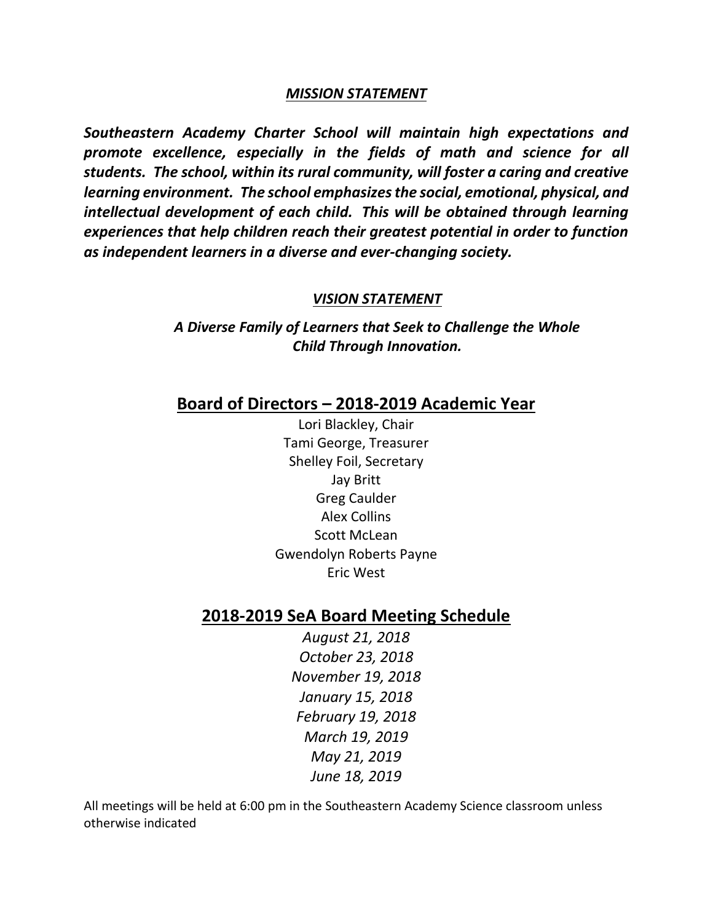***MISSION STATEMENT***

***Southeastern Academy Charter School will maintain high expectations and promote excellence, especially in the fields of math and science for all students. The school, within its rural community, will foster a caring and creative learning environment. The school emphasizes the social, emotional, physical, and intellectual development of each child. This will be obtained through learning experiences that help children reach their greatest potential in order to function as independent learners in a diverse and ever-changing society.***

***VISION STATEMENT***

***A Diverse Family of Learners that Seek to Challenge the Whole Child Through Innovation.***

## Board of Directors – 2018-2019 Academic Year

Lori Blackley, Chair
Tami George, Treasurer
Shelley Foil, Secretary
Jay Britt
Greg Caulder
Alex Collins
Scott McLean
Gwendolyn Roberts Payne
Eric West

## 2018-2019 SeA Board Meeting Schedule

*August 21, 2018*
*October 23, 2018*
*November 19, 2018*
*January 15, 2018*
*February 19, 2018*
*March 19, 2019*
*May 21, 2019*
*June 18, 2019*

All meetings will be held at 6:00 pm in the Southeastern Academy Science classroom unless otherwise indicated